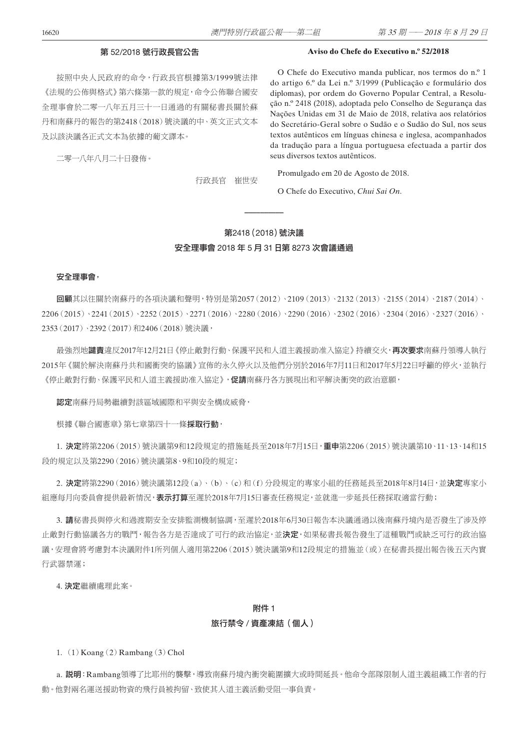## 第 52/2018 號行政長官公告

按照中央人民政府的命令，行政長官根據第3/1999號法律《法規的公佈與格式》第六條第一款的規定，命令公佈聯合國安全理事會於二零一八年五月三十一日通過的有關秘書長關於蘇丹和南蘇丹的報告的第2418（2018）號決議的中、英文正式文本及以該決議各正式文本為依據的葡文譯本。

二零一八年八月二十日發佈。

行政長官　崔世安

## Aviso do Chefe do Executivo n.º 52/2018

O Chefe do Executivo manda publicar, nos termos do n.º 1 do artigo 6.º da Lei n.º 3/1999 (Publicação e formulário dos diplomas), por ordem do Governo Popular Central, a Resolução n.º 2418 (2018), adoptada pelo Conselho de Segurança das Nações Unidas em 31 de Maio de 2018, relativa aos relatórios do Secretário-Geral sobre o Sudão e o Sudão do Sul, nos seus textos autênticos em línguas chinesa e inglesa, acompanhados da tradução para a língua portuguesa efectuada a partir dos seus diversos textos autênticos.

Promulgado em 20 de Agosto de 2018.

O Chefe do Executivo, *Chui Sai On*.

---

## 第2418（2018）號決議
## 安全理事會 2018 年 5 月 31 日第 8273 次會議通過

**安全理事會，**

**回顧**其以往關於南蘇丹的各項決議和聲明，特別是第2057（2012）、2109（2013）、2132（2013）、2155（2014）、2187（2014）、2206（2015）、2241（2015）、2252（2015）、2271（2016）、2280（2016）、2290（2016）、2302（2016）、2304（2016）、2327（2016）、2353（2017）、2392（2017）和2406（2018）號決議，

最強烈地**譴責**違反2017年12月21日《停止敵對行動、保護平民和人道主義援助准入協定》持續交火，**再次要求**南蘇丹領導人執行2015年《關於解決南蘇丹共和國衝突的協議》宣佈的永久停火以及他們分別於2016年7月11日和2017年5月22日呼籲的停火，並執行《停止敵對行動、保護平民和人道主義援助准入協定》，**促請**南蘇丹各方展現出和平解決衝突的政治意願，

**認定**南蘇丹局勢繼續對該區域國際和平與安全構成威脅，

根據《聯合國憲章》第七章第四十一條**採取行動**，

1. **決定**將第2206（2015）號決議第9和12段規定的措施延長至2018年7月15日，**重申**第2206（2015）號決議第10、11、13、14和15段的規定以及第2290（2016）號決議第8、9和10段的規定；

2. **決定**將第2290（2016）號決議第12段（a）、（b）、（c）和（f）分段規定的專家小組的任務延長至2018年8月14日，並**決定**專家小組應每月向委員會提供最新情況，**表示打算**至遲於2018年7月15日審查任務規定，並就進一步延長任務採取適當行動；

3. **請**秘書長與停火和過渡期安全安排監測機制協調，至遲於2018年6月30日報告本決議通過以後南蘇丹境內是否發生了涉及停止敵對行動協議各方的戰鬥，報告各方是否達成了可行的政治協定，並**決定**，如果秘書長報告發生了這種戰鬥或缺乏可行的政治協議，安理會將考慮對本決議附件1所列個人適用第2206（2015）號決議第9和12段規定的措施並（或）在秘書長提出報告後五天內實行武器禁運；

4. **決定**繼續處理此案。

### 附件 1
### 旅行禁令 / 資產凍結（個人）

1. （1）Koang（2）Rambang（3）Chol

a. **說明**：Rambang領導了比耶州的襲擊，導致南蘇丹境內衝突範圍擴大或時間延長。他命令部隊限制人道主義組織工作者的行動。他對兩名運送援助物資的飛行員被拘留、致使其人道主義活動受阻一事負責。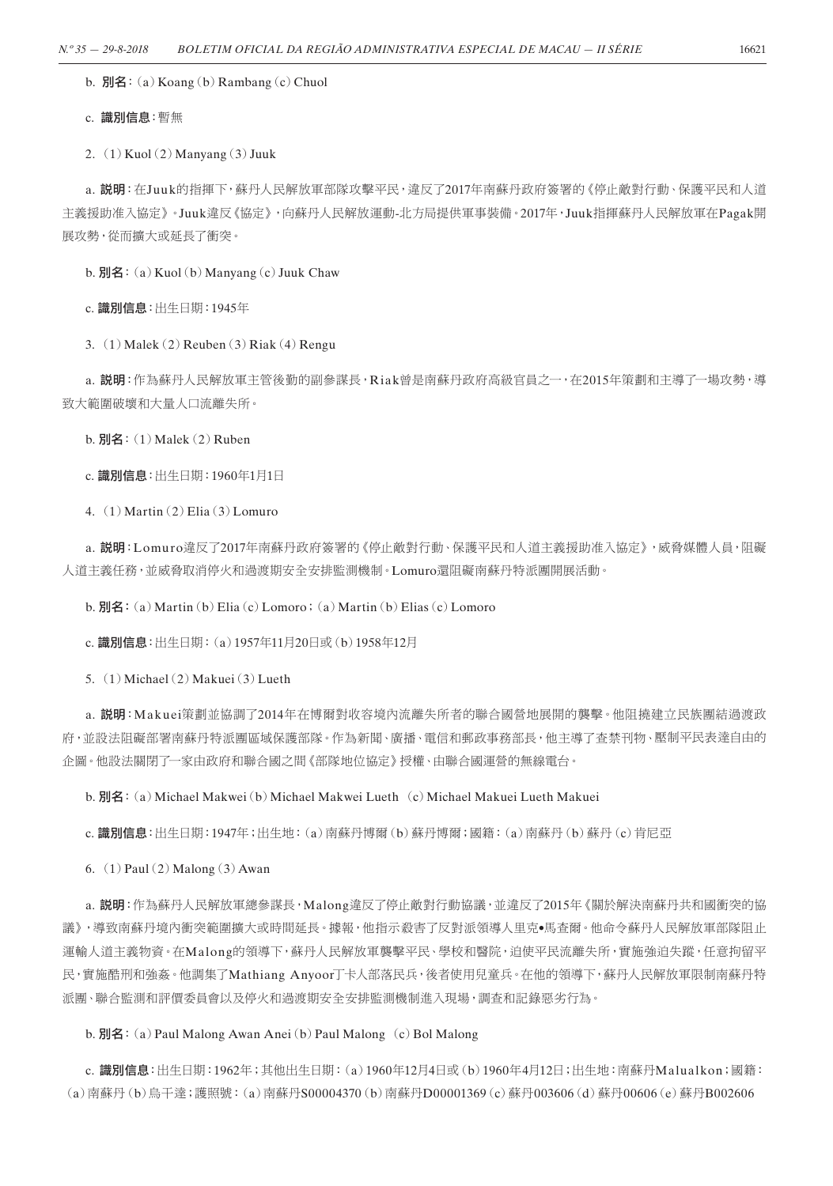b. **別名**：(a) Koang (b) Rambang (c) Chuol

c. **識別信息**：暫無

2. (1) Kuol (2) Manyang (3) Juuk

a. **說明**：在Juuk的指揮下，蘇丹人民解放軍部隊攻擊平民，違反了2017年南蘇丹政府簽署的《停止敵對行動、保護平民和人道主義援助准入協定》。Juuk違反《協定》，向蘇丹人民解放運動-北方局提供軍事裝備。2017年，Juuk指揮蘇丹人民解放軍在Pagak開展攻勢，從而擴大或延長了衝突。

b. **別名**：(a) Kuol (b) Manyang (c) Juuk Chaw

c. **識別信息**：出生日期：1945年

3. (1) Malek (2) Reuben (3) Riak (4) Rengu

a. **說明**：作為蘇丹人民解放軍主管後勤的副參謀長，Riak曾是南蘇丹政府高級官員之一，在2015年策劃和主導了一場攻勢，導致大範圍破壞和大量人口流離失所。

b. **別名**：(1) Malek (2) Ruben

c. **識別信息**：出生日期：1960年1月1日

4. (1) Martin (2) Elia (3) Lomuro

a. **說明**：Lomuro違反了2017年南蘇丹政府簽署的《停止敵對行動、保護平民和人道主義援助准入協定》，威脅媒體人員，阻礙人道主義任務，並威脅取消停火和過渡期安全安排監測機制。Lomuro還阻礙南蘇丹特派團開展活動。

b. **別名**：(a) Martin (b) Elia (c) Lomoro；(a) Martin (b) Elias (c) Lomoro

c. **識別信息**：出生日期：(a) 1957年11月20日或 (b) 1958年12月

5. (1) Michael (2) Makuei (3) Lueth

a. **說明**：Makuei策劃並協調了2014年在博爾對收容境內流離失所者的聯合國營地展開的襲擊。他阻撓建立民族團結過渡政府，並設法阻礙部署南蘇丹特派團區域保護部隊。作為新聞、廣播、電信和郵政事務部長，他主導了查禁刊物、壓制平民表達自由的企圖。他設法關閉了一家由政府和聯合國之間《部隊地位協定》授權、由聯合國運營的無線電台。

b. **別名**：(a) Michael Makwei (b) Michael Makwei Lueth (c) Michael Makuei Lueth Makuei

c. **識別信息**：出生日期：1947年；出生地：(a) 南蘇丹博爾 (b) 蘇丹博爾；國籍：(a) 南蘇丹 (b) 蘇丹 (c) 肯尼亞

6. (1) Paul (2) Malong (3) Awan

a. **說明**：作為蘇丹人民解放軍總參謀長，Malong違反了停止敵對行動協議，並違反了2015年《關於解決南蘇丹共和國衝突的協議》，導致南蘇丹境內衝突範圍擴大或時間延長。據報，他指示殺害了反對派領導人里克•馬查爾。他命令蘇丹人民解放軍部隊阻止運輸人道主義物資。在Malong的領導下，蘇丹人民解放軍襲擊平民、學校和醫院，迫使平民流離失所，實施強迫失蹤，任意拘留平民，實施酷刑和強姦。他調集了Mathiang Anyoor丁卡人部落民兵，後者使用兒童兵。在他的領導下，蘇丹人民解放軍限制南蘇丹特派團、聯合監測和評價委員會以及停火和過渡期安全安排監測機制進入現場，調查和記錄惡劣行為。

b. **別名**：(a) Paul Malong Awan Anei (b) Paul Malong (c) Bol Malong

c. **識別信息**：出生日期：1962年；其他出生日期：(a) 1960年12月4日或 (b) 1960年4月12日；出生地：南蘇丹Malualkon；國籍：(a) 南蘇丹 (b) 烏干達；護照號：(a) 南蘇丹S00004370 (b) 南蘇丹D00001369 (c) 蘇丹003606 (d) 蘇丹00606 (e) 蘇丹B002606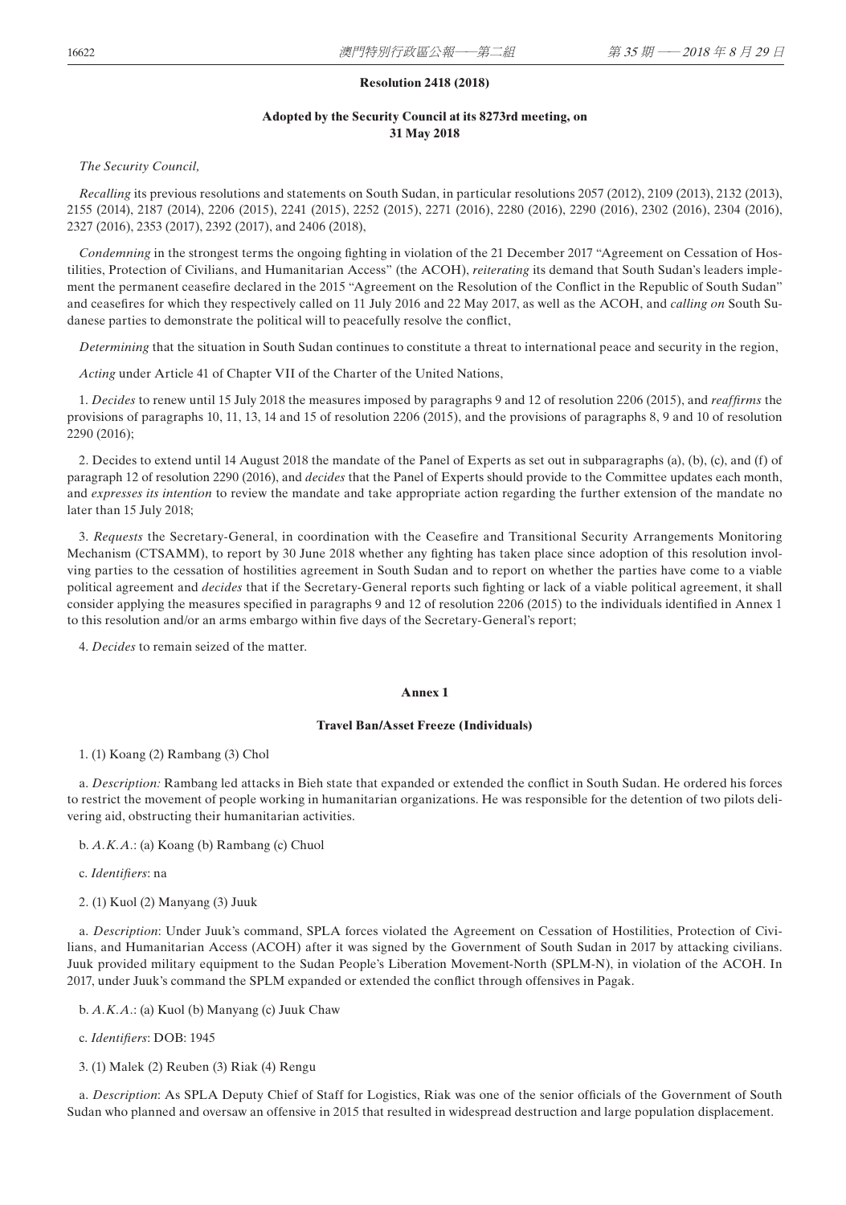**Resolution 2418 (2018)**

**Adopted by the Security Council at its 8273rd meeting, on 31 May 2018**

*The Security Council,*

*Recalling* its previous resolutions and statements on South Sudan, in particular resolutions 2057 (2012), 2109 (2013), 2132 (2013), 2155 (2014), 2187 (2014), 2206 (2015), 2241 (2015), 2252 (2015), 2271 (2016), 2280 (2016), 2290 (2016), 2302 (2016), 2304 (2016), 2327 (2016), 2353 (2017), 2392 (2017), and 2406 (2018),

*Condemning* in the strongest terms the ongoing fighting in violation of the 21 December 2017 "Agreement on Cessation of Hostilities, Protection of Civilians, and Humanitarian Access" (the ACOH), *reiterating* its demand that South Sudan's leaders implement the permanent ceasefire declared in the 2015 "Agreement on the Resolution of the Conflict in the Republic of South Sudan" and ceasefires for which they respectively called on 11 July 2016 and 22 May 2017, as well as the ACOH, and *calling on* South Sudanese parties to demonstrate the political will to peacefully resolve the conflict,

*Determining* that the situation in South Sudan continues to constitute a threat to international peace and security in the region,

*Acting* under Article 41 of Chapter VII of the Charter of the United Nations,

1. *Decides* to renew until 15 July 2018 the measures imposed by paragraphs 9 and 12 of resolution 2206 (2015), and *reaffirms* the provisions of paragraphs 10, 11, 13, 14 and 15 of resolution 2206 (2015), and the provisions of paragraphs 8, 9 and 10 of resolution 2290 (2016);

2. Decides to extend until 14 August 2018 the mandate of the Panel of Experts as set out in subparagraphs (a), (b), (c), and (f) of paragraph 12 of resolution 2290 (2016), and *decides* that the Panel of Experts should provide to the Committee updates each month, and *expresses its intention* to review the mandate and take appropriate action regarding the further extension of the mandate no later than 15 July 2018;

3. *Requests* the Secretary-General, in coordination with the Ceasefire and Transitional Security Arrangements Monitoring Mechanism (CTSAMM), to report by 30 June 2018 whether any fighting has taken place since adoption of this resolution involving parties to the cessation of hostilities agreement in South Sudan and to report on whether the parties have come to a viable political agreement and *decides* that if the Secretary-General reports such fighting or lack of a viable political agreement, it shall consider applying the measures specified in paragraphs 9 and 12 of resolution 2206 (2015) to the individuals identified in Annex 1 to this resolution and/or an arms embargo within five days of the Secretary-General's report;

4. *Decides* to remain seized of the matter.

**Annex 1**

**Travel Ban/Asset Freeze (Individuals)**

1. (1) Koang (2) Rambang (3) Chol

a. *Description:* Rambang led attacks in Bieh state that expanded or extended the conflict in South Sudan. He ordered his forces to restrict the movement of people working in humanitarian organizations. He was responsible for the detention of two pilots delivering aid, obstructing their humanitarian activities.

b. *A.K.A.*: (a) Koang (b) Rambang (c) Chuol

c. *Identifiers*: na

2. (1) Kuol (2) Manyang (3) Juuk

a. *Description*: Under Juuk's command, SPLA forces violated the Agreement on Cessation of Hostilities, Protection of Civilians, and Humanitarian Access (ACOH) after it was signed by the Government of South Sudan in 2017 by attacking civilians. Juuk provided military equipment to the Sudan People's Liberation Movement-North (SPLM-N), in violation of the ACOH. In 2017, under Juuk's command the SPLM expanded or extended the conflict through offensives in Pagak.

b. *A.K.A.*: (a) Kuol (b) Manyang (c) Juuk Chaw

c. *Identifiers*: DOB: 1945

3. (1) Malek (2) Reuben (3) Riak (4) Rengu

a. *Description*: As SPLA Deputy Chief of Staff for Logistics, Riak was one of the senior officials of the Government of South Sudan who planned and oversaw an offensive in 2015 that resulted in widespread destruction and large population displacement.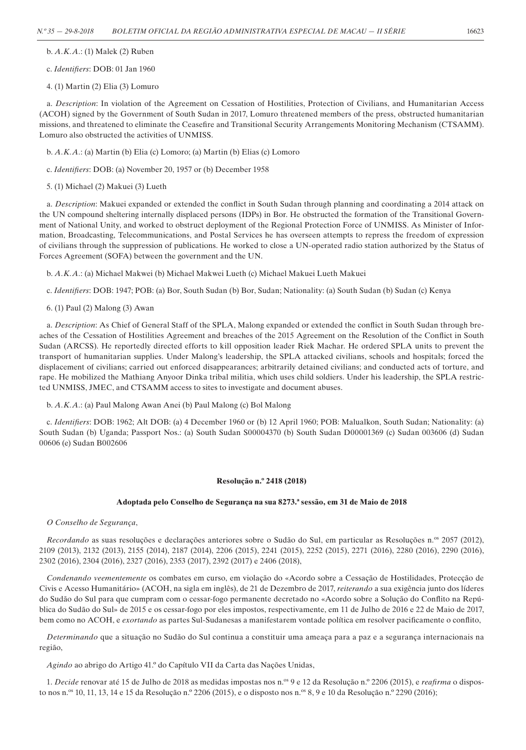b. *A.K.A.*: (1) Malek (2) Ruben

c. *Identifiers*: DOB: 01 Jan 1960

4. (1) Martin (2) Elia (3) Lomuro

a. *Description*: In violation of the Agreement on Cessation of Hostilities, Protection of Civilians, and Humanitarian Access (ACOH) signed by the Government of South Sudan in 2017, Lomuro threatened members of the press, obstructed humanitarian missions, and threatened to eliminate the Ceasefire and Transitional Security Arrangements Monitoring Mechanism (CTSAMM). Lomuro also obstructed the activities of UNMISS.

b. *A.K.A.*: (a) Martin (b) Elia (c) Lomoro; (a) Martin (b) Elias (c) Lomoro

c. *Identifiers*: DOB: (a) November 20, 1957 or (b) December 1958

5. (1) Michael (2) Makuei (3) Lueth

a. *Description*: Makuei expanded or extended the conflict in South Sudan through planning and coordinating a 2014 attack on the UN compound sheltering internally displaced persons (IDPs) in Bor. He obstructed the formation of the Transitional Government of National Unity, and worked to obstruct deployment of the Regional Protection Force of UNMISS. As Minister of Information, Broadcasting, Telecommunications, and Postal Services he has overseen attempts to repress the freedom of expression of civilians through the suppression of publications. He worked to close a UN-operated radio station authorized by the Status of Forces Agreement (SOFA) between the government and the UN.

b. *A.K.A.*: (a) Michael Makwei (b) Michael Makwei Lueth (c) Michael Makuei Lueth Makuei

c. *Identifiers*: DOB: 1947; POB: (a) Bor, South Sudan (b) Bor, Sudan; Nationality: (a) South Sudan (b) Sudan (c) Kenya

6. (1) Paul (2) Malong (3) Awan

a. *Description*: As Chief of General Staff of the SPLA, Malong expanded or extended the conflict in South Sudan through breaches of the Cessation of Hostilities Agreement and breaches of the 2015 Agreement on the Resolution of the Conflict in South Sudan (ARCSS). He reportedly directed efforts to kill opposition leader Riek Machar. He ordered SPLA units to prevent the transport of humanitarian supplies. Under Malong's leadership, the SPLA attacked civilians, schools and hospitals; forced the displacement of civilians; carried out enforced disappearances; arbitrarily detained civilians; and conducted acts of torture, and rape. He mobilized the Mathiang Anyoor Dinka tribal militia, which uses child soldiers. Under his leadership, the SPLA restricted UNMISS, JMEC, and CTSAMM access to sites to investigate and document abuses.

b. *A.K.A.*: (a) Paul Malong Awan Anei (b) Paul Malong (c) Bol Malong

c. *Identifiers*: DOB: 1962; Alt DOB: (a) 4 December 1960 or (b) 12 April 1960; POB: Malualkon, South Sudan; Nationality: (a) South Sudan (b) Uganda; Passport Nos.: (a) South Sudan S00004370 (b) South Sudan D00001369 (c) Sudan 003606 (d) Sudan 00606 (e) Sudan B002606

## Resolução n.º 2418 (2018)

### Adoptada pelo Conselho de Segurança na sua 8273.ª sessão, em 31 de Maio de 2018

*O Conselho de Segurança*,

*Recordando* as suas resoluções e declarações anteriores sobre o Sudão do Sul, em particular as Resoluções n.os 2057 (2012), 2109 (2013), 2132 (2013), 2155 (2014), 2187 (2014), 2206 (2015), 2241 (2015), 2252 (2015), 2271 (2016), 2280 (2016), 2290 (2016), 2302 (2016), 2304 (2016), 2327 (2016), 2353 (2017), 2392 (2017) e 2406 (2018),

*Condenando veementemente* os combates em curso, em violação do «Acordo sobre a Cessação de Hostilidades, Protecção de Civis e Acesso Humanitário» (ACOH, na sigla em inglês), de 21 de Dezembro de 2017, *reiterando* a sua exigência junto dos líderes do Sudão do Sul para que cumpram com o cessar-fogo permanente decretado no «Acordo sobre a Solução do Conflito na República do Sudão do Sul» de 2015 e os cessar-fogo por eles impostos, respectivamente, em 11 de Julho de 2016 e 22 de Maio de 2017, bem como no ACOH, e *exortando* as partes Sul-Sudanesas a manifestarem vontade política em resolver pacificamente o conflito,

*Determinando* que a situação no Sudão do Sul continua a constituir uma ameaça para a paz e a segurança internacionais na região,

*Agindo* ao abrigo do Artigo 41.º do Capítulo VII da Carta das Nações Unidas,

1. *Decide* renovar até 15 de Julho de 2018 as medidas impostas nos n.os 9 e 12 da Resolução n.º 2206 (2015), e *reafirma* o disposto nos n.os 10, 11, 13, 14 e 15 da Resolução n.º 2206 (2015), e o disposto nos n.os 8, 9 e 10 da Resolução n.º 2290 (2016);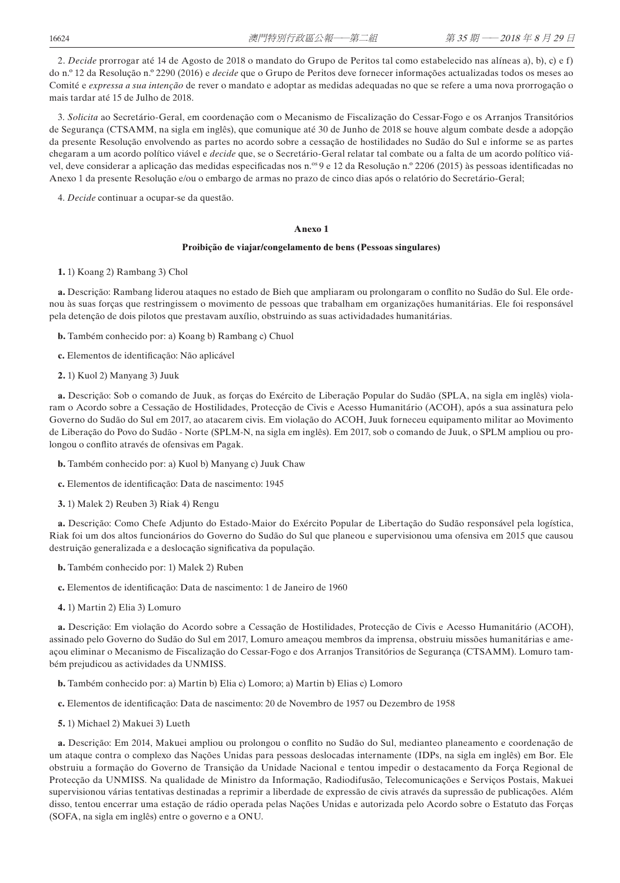2. *Decide* prorrogar até 14 de Agosto de 2018 o mandato do Grupo de Peritos tal como estabelecido nas alíneas a), b), c) e f) do n.º 12 da Resolução n.º 2290 (2016) e *decide* que o Grupo de Peritos deve fornecer informações actualizadas todos os meses ao Comité e *expressa a sua intenção* de rever o mandato e adoptar as medidas adequadas no que se refere a uma nova prorrogação o mais tardar até 15 de Julho de 2018.

3. *Solicita* ao Secretário-Geral, em coordenação com o Mecanismo de Fiscalização do Cessar-Fogo e os Arranjos Transitórios de Segurança (CTSAMM, na sigla em inglês), que comunique até 30 de Junho de 2018 se houve algum combate desde a adopção da presente Resolução envolvendo as partes no acordo sobre a cessação de hostilidades no Sudão do Sul e informe se as partes chegaram a um acordo político viável e *decide* que, se o Secretário-Geral relatar tal combate ou a falta de um acordo político viável, deve considerar a aplicação das medidas especificadas nos n.os 9 e 12 da Resolução n.º 2206 (2015) às pessoas identificadas no Anexo 1 da presente Resolução e/ou o embargo de armas no prazo de cinco dias após o relatório do Secretário-Geral;

4. *Decide* continuar a ocupar-se da questão.

**Anexo 1**

**Proibição de viajar/congelamento de bens (Pessoas singulares)**

**1.** 1) Koang 2) Rambang 3) Chol

**a.** Descrição: Rambang liderou ataques no estado de Bieh que ampliaram ou prolongaram o conflito no Sudão do Sul. Ele ordenou às suas forças que restringissem o movimento de pessoas que trabalham em organizações humanitárias. Ele foi responsável pela detenção de dois pilotos que prestavam auxílio, obstruindo as suas actividadades humanitárias.

**b.** Também conhecido por: a) Koang b) Rambang c) Chuol

**c.** Elementos de identificação: Não aplicável

**2.** 1) Kuol 2) Manyang 3) Juuk

**a.** Descrição: Sob o comando de Juuk, as forças do Exército de Liberação Popular do Sudão (SPLA, na sigla em inglês) violaram o Acordo sobre a Cessação de Hostilidades, Protecção de Civis e Acesso Humanitário (ACOH), após a sua assinatura pelo Governo do Sudão do Sul em 2017, ao atacarem civis. Em violação do ACOH, Juuk forneceu equipamento militar ao Movimento de Liberação do Povo do Sudão - Norte (SPLM-N, na sigla em inglês). Em 2017, sob o comando de Juuk, o SPLM ampliou ou prolongou o conflito através de ofensivas em Pagak.

**b.** Também conhecido por: a) Kuol b) Manyang c) Juuk Chaw

**c.** Elementos de identificação: Data de nascimento: 1945

**3.** 1) Malek 2) Reuben 3) Riak 4) Rengu

**a.** Descrição: Como Chefe Adjunto do Estado-Maior do Exército Popular de Libertação do Sudão responsável pela logística, Riak foi um dos altos funcionários do Governo do Sudão do Sul que planeou e supervisionou uma ofensiva em 2015 que causou destruição generalizada e a deslocação significativa da população.

**b.** Também conhecido por: 1) Malek 2) Ruben

**c.** Elementos de identificação: Data de nascimento: 1 de Janeiro de 1960

**4.** 1) Martin 2) Elia 3) Lomuro

**a.** Descrição: Em violação do Acordo sobre a Cessação de Hostilidades, Protecção de Civis e Acesso Humanitário (ACOH), assinado pelo Governo do Sudão do Sul em 2017, Lomuro ameaçou membros da imprensa, obstruiu missões humanitárias e ameaçou eliminar o Mecanismo de Fiscalização do Cessar-Fogo e dos Arranjos Transitórios de Segurança (CTSAMM). Lomuro também prejudicou as actividades da UNMISS.

**b.** Também conhecido por: a) Martin b) Elia c) Lomoro; a) Martin b) Elias c) Lomoro

**c.** Elementos de identificação: Data de nascimento: 20 de Novembro de 1957 ou Dezembro de 1958

**5.** 1) Michael 2) Makuei 3) Lueth

**a.** Descrição: Em 2014, Makuei ampliou ou prolongou o conflito no Sudão do Sul, medianteo planeamento e coordenação de um ataque contra o complexo das Nações Unidas para pessoas deslocadas internamente (IDPs, na sigla em inglês) em Bor. Ele obstruiu a formação do Governo de Transição da Unidade Nacional e tentou impedir o destacamento da Força Regional de Protecção da UNMISS. Na qualidade de Ministro da Informação, Radiodifusão, Telecomunicações e Serviços Postais, Makuei supervisionou várias tentativas destinadas a reprimir a liberdade de expressão de civis através da supressão de publicações. Além disso, tentou encerrar uma estação de rádio operada pelas Nações Unidas e autorizada pelo Acordo sobre o Estatuto das Forças (SOFA, na sigla em inglês) entre o governo e a ONU.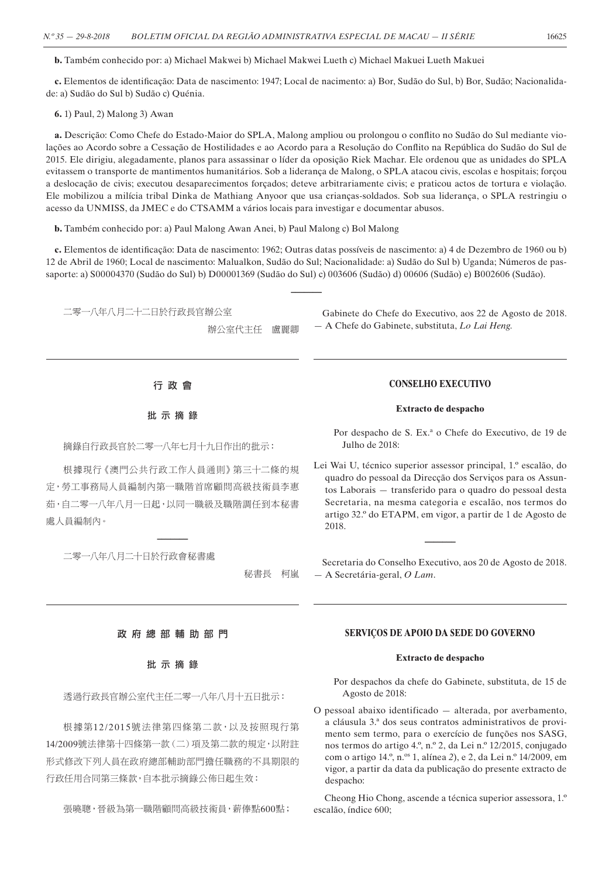**b.** Também conhecido por: a) Michael Makwei b) Michael Makwei Lueth c) Michael Makuei Lueth Makuei

**c.** Elementos de identificação: Data de nascimento: 1947; Local de nacimento: a) Bor, Sudão do Sul, b) Bor, Sudão; Nacionalidade: a) Sudão do Sul b) Sudão c) Quénia.

**6.** 1) Paul, 2) Malong 3) Awan

**a.** Descrição: Como Chefe do Estado-Maior do SPLA, Malong ampliou ou prolongou o conflito no Sudão do Sul mediante violações ao Acordo sobre a Cessação de Hostilidades e ao Acordo para a Resolução do Conflito na República do Sudão do Sul de 2015. Ele dirigiu, alegadamente, planos para assassinar o líder da oposição Riek Machar. Ele ordenou que as unidades do SPLA evitassem o transporte de mantimentos humanitários. Sob a liderança de Malong, o SPLA atacou civis, escolas e hospitais; forçou a deslocação de civis; executou desaparecimentos forçados; deteve arbitrariamente civis; e praticou actos de tortura e violação. Ele mobilizou a milícia tribal Dinka de Mathiang Anyoor que usa crianças-soldados. Sob sua liderança, o SPLA restringiu o acesso da UNMISS, da JMEC e do CTSAMM a vários locais para investigar e documentar abusos.

**b.** Também conhecido por: a) Paul Malong Awan Anei, b) Paul Malong c) Bol Malong

**c.** Elementos de identificação: Data de nascimento: 1962; Outras datas possíveis de nascimento: a) 4 de Dezembro de 1960 ou b) 12 de Abril de 1960; Local de nascimento: Malualkon, Sudão do Sul; Nacionalidade: a) Sudão do Sul b) Uganda; Números de passaporte: a) S00004370 (Sudão do Sul) b) D00001369 (Sudão do Sul) c) 003606 (Sudão) d) 00606 (Sudão) e) B002606 (Sudão).

---

二零一八年八月二十二日於行政長官辦公室

辦公室代主任　盧麗卿

Gabinete do Chefe do Executivo, aos 22 de Agosto de 2018. — A Chefe do Gabinete, substituta, *Lo Lai Heng.*

---

## 行 政 會

### 批 示 摘 錄

摘錄自行政長官於二零一八年七月十九日作出的批示：

根據現行《澳門公共行政工作人員通則》第三十二條的規定，勞工事務局人員編制內第一職階首席顧問高級技術員李惠茹，自二零一八年八月一日起，以同一職級及職階調任到本秘書處人員編制內。

二零一八年八月二十日於行政會秘書處

秘書長　柯嵐

## CONSELHO EXECUTIVO

### Extracto de despacho

Por despacho de S. Ex.ª o Chefe do Executivo, de 19 de Julho de 2018:

Lei Wai U, técnico superior assessor principal, 1.º escalão, do quadro do pessoal da Direcção dos Serviços para os Assuntos Laborais — transferido para o quadro do pessoal desta Secretaria, na mesma categoria e escalão, nos termos do artigo 32.º do ETAPM, em vigor, a partir de 1 de Agosto de 2018.

Secretaria do Conselho Executivo, aos 20 de Agosto de 2018. — A Secretária-geral, *O Lam*.

---

## 政 府 總 部 輔 助 部 門

### 批 示 摘 錄

透過行政長官辦公室代主任二零一八年八月十五日批示：

根據第12/2015號法律第四條第二款，以及按照現行第14/2009號法律第十四條第一款（二）項及第二款的規定，以附註形式修改下列人員在政府總部輔助部門擔任職務的不具期限的行政任用合同第三條款，自本批示摘錄公佈日起生效：

張曉聰，晉級為第一職階顧問高級技術員，薪俸點600點；

## SERVIÇOS DE APOIO DA SEDE DO GOVERNO

### Extracto de despacho

Por despachos da chefe do Gabinete, substituta, de 15 de Agosto de 2018:

O pessoal abaixo identificado — alterada, por averbamento, a cláusula 3.ª dos seus contratos administrativos de provimento sem termo, para o exercício de funções nos SASG, nos termos do artigo 4.º, n.º 2, da Lei n.º 12/2015, conjugado com o artigo 14.º, n.os 1, alínea *2)*, e 2, da Lei n.º 14/2009, em vigor, a partir da data da publicação do presente extracto de despacho:

Cheong Hio Chong, ascende a técnica superior assessora, 1.º escalão, índice 600;